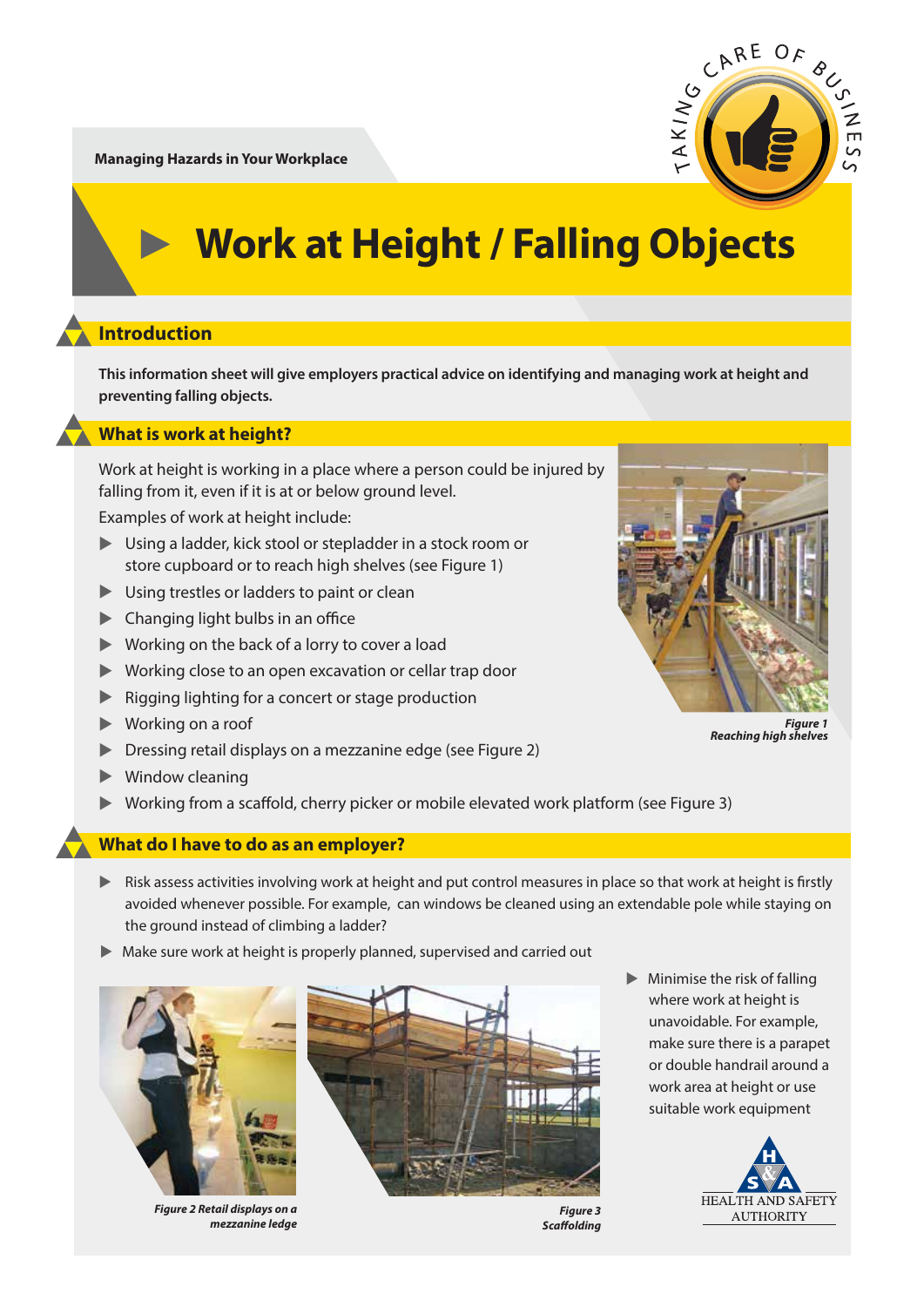Managing Hazards in Your Workplace

# Work at Height / Falling Objects

## Introduction

**This information sheet will give employers practical advice on identifying and managing work at height and preventing falling objects.**

## What is work at height?

Work at height is working in a place where a person could be injured by falling from it, even if it is at or below ground level.

Examples of work at height include:

- Using a ladder, kick stool or stepladder in a stock room or store cupboard or to reach high shelves (see Figure 1)
- Using trestles or ladders to paint or clean
- Changing light bulbs in an office
- Working on the back of a lorry to cover a load
- Working close to an open excavation or cellar trap door
- Rigging lighting for a concert or stage production
- Working on a roof
- Dressing retail displays on a mezzanine edge (see Figure 2)
- Window cleaning
- Working from a scaffold, cherry picker or mobile elevated work platform (see Figure 3)

*Figure 1 Reaching high shelves*

## What do I have to do as an employer?

- Risk assess activities involving work at height and put control measures in place so that work at height is firstly avoided whenever possible. For example, can windows be cleaned using an extendable pole while staying on the ground instead of climbing a ladder?
- Make sure work at height is properly planned, supervised and carried out
- Minimise the risk of falling where work at height is unavoidable. For example, make sure there is a parapet or double handrail around a work area at height or use suitable work equipment

*Figure 2 Retail displays on a mezzanine ledge*

*Figure 3 Scaffolding*

HEALTH AND SAFETY AUTHORITY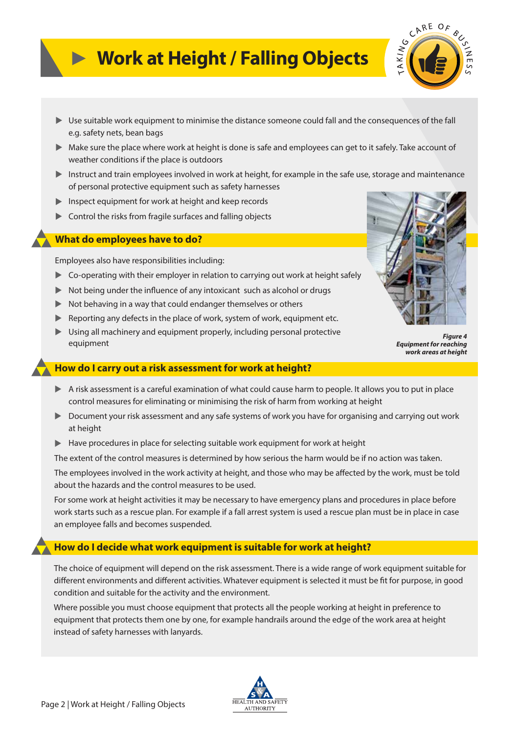# Work at Height / Falling Objects

- Use suitable work equipment to minimise the distance someone could fall and the consequences of the fall e.g. safety nets, bean bags
- Make sure the place where work at height is done is safe and employees can get to it safely. Take account of weather conditions if the place is outdoors
- Instruct and train employees involved in work at height, for example in the safe use, storage and maintenance of personal protective equipment such as safety harnesses
- Inspect equipment for work at height and keep records
- Control the risks from fragile surfaces and falling objects

## What do employees have to do?

Employees also have responsibilities including:

- Co-operating with their employer in relation to carrying out work at height safely
- Not being under the influence of any intoxicant such as alcohol or drugs
- Not behaving in a way that could endanger themselves or others
- Reporting any defects in the place of work, system of work, equipment etc.
- Using all machinery and equipment properly, including personal protective equipment

***Figure 4***
***Equipment for reaching work areas at height***

## How do I carry out a risk assessment for work at height?

- A risk assessment is a careful examination of what could cause harm to people. It allows you to put in place control measures for eliminating or minimising the risk of harm from working at height
- Document your risk assessment and any safe systems of work you have for organising and carrying out work at height
- Have procedures in place for selecting suitable work equipment for work at height

The extent of the control measures is determined by how serious the harm would be if no action was taken.

The employees involved in the work activity at height, and those who may be affected by the work, must be told about the hazards and the control measures to be used.

For some work at height activities it may be necessary to have emergency plans and procedures in place before work starts such as a rescue plan. For example if a fall arrest system is used a rescue plan must be in place in case an employee falls and becomes suspended.

## How do I decide what work equipment is suitable for work at height?

The choice of equipment will depend on the risk assessment. There is a wide range of work equipment suitable for different environments and different activities. Whatever equipment is selected it must be fit for purpose, in good condition and suitable for the activity and the environment.

Where possible you must choose equipment that protects all the people working at height in preference to equipment that protects them one by one, for example handrails around the edge of the work area at height instead of safety harnesses with lanyards.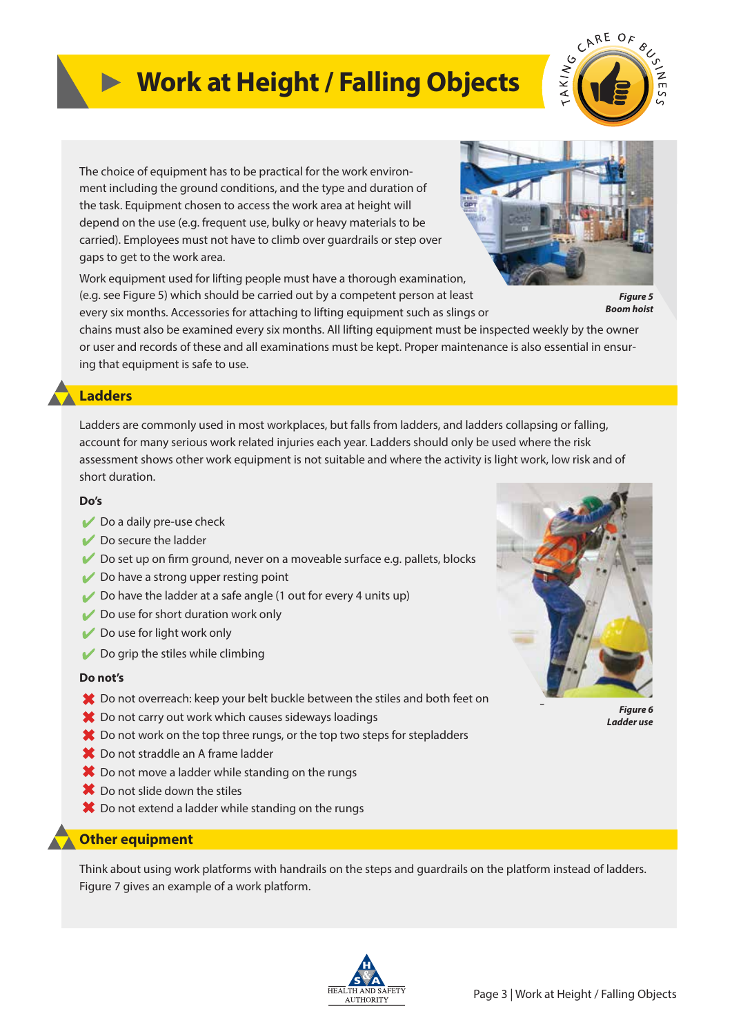# Work at Height / Falling Objects

The choice of equipment has to be practical for the work environment including the ground conditions, and the type and duration of the task. Equipment chosen to access the work area at height will depend on the use (e.g. frequent use, bulky or heavy materials to be carried). Employees must not have to climb over guardrails or step over gaps to get to the work area.

Work equipment used for lifting people must have a thorough examination, (e.g. see Figure 5) which should be carried out by a competent person at least every six months. Accessories for attaching to lifting equipment such as slings or chains must also be examined every six months. All lifting equipment must be inspected weekly by the owner or user and records of these and all examinations must be kept. Proper maintenance is also essential in ensuring that equipment is safe to use.

*Figure 5*
*Boom hoist*

## Ladders

Ladders are commonly used in most workplaces, but falls from ladders, and ladders collapsing or falling, account for many serious work related injuries each year. Ladders should only be used where the risk assessment shows other work equipment is not suitable and where the activity is light work, low risk and of short duration.

**Do's**

- ✔ Do a daily pre-use check
- ✔ Do secure the ladder
- ✔ Do set up on firm ground, never on a moveable surface e.g. pallets, blocks
- ✔ Do have a strong upper resting point
- ✔ Do have the ladder at a safe angle (1 out for every 4 units up)
- ✔ Do use for short duration work only
- ✔ Do use for light work only
- ✔ Do grip the stiles while climbing

**Do not's**

- ✖ Do not overreach: keep your belt buckle between the stiles and both feet on
- ✖ Do not carry out work which causes sideways loadings
- ✖ Do not work on the top three rungs, or the top two steps for stepladders
- ✖ Do not straddle an A frame ladder
- ✖ Do not move a ladder while standing on the rungs
- ✖ Do not slide down the stiles
- ✖ Do not extend a ladder while standing on the rungs

*Figure 6*
*Ladder use*

## Other equipment

Think about using work platforms with handrails on the steps and guardrails on the platform instead of ladders. Figure 7 gives an example of a work platform.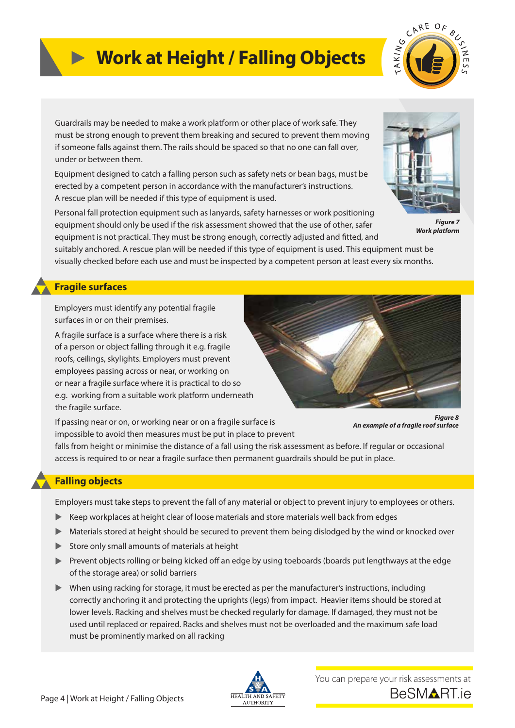# Work at Height / Falling Objects

Guardrails may be needed to make a work platform or other place of work safe. They must be strong enough to prevent them breaking and secured to prevent them moving if someone falls against them. The rails should be spaced so that no one can fall over, under or between them.

Equipment designed to catch a falling person such as safety nets or bean bags, must be erected by a competent person in accordance with the manufacturer's instructions. A rescue plan will be needed if this type of equipment is used.

Personal fall protection equipment such as lanyards, safety harnesses or work positioning equipment should only be used if the risk assessment showed that the use of other, safer equipment is not practical. They must be strong enough, correctly adjusted and fitted, and suitably anchored. A rescue plan will be needed if this type of equipment is used. This equipment must be visually checked before each use and must be inspected by a competent person at least every six months.

***Figure 7***
***Work platform***

## Fragile surfaces

Employers must identify any potential fragile surfaces in or on their premises.

A fragile surface is a surface where there is a risk of a person or object falling through it e.g. fragile roofs, ceilings, skylights. Employers must prevent employees passing across or near, or working on or near a fragile surface where it is practical to do so e.g. working from a suitable work platform underneath the fragile surface.

If passing near or on, or working near or on a fragile surface is impossible to avoid then measures must be put in place to prevent falls from height or minimise the distance of a fall using the risk assessment as before. If regular or occasional access is required to or near a fragile surface then permanent guardrails should be put in place.

***Figure 8***
***An example of a fragile roof surface***

## Falling objects

Employers must take steps to prevent the fall of any material or object to prevent injury to employees or others.

- Keep workplaces at height clear of loose materials and store materials well back from edges
- Materials stored at height should be secured to prevent them being dislodged by the wind or knocked over
- Store only small amounts of materials at height
- Prevent objects rolling or being kicked off an edge by using toeboards (boards put lengthways at the edge of the storage area) or solid barriers
- When using racking for storage, it must be erected as per the manufacturer's instructions, including correctly anchoring it and protecting the uprights (legs) from impact. Heavier items should be stored at lower levels. Racking and shelves must be checked regularly for damage. If damaged, they must not be used until replaced or repaired. Racks and shelves must not be overloaded and the maximum safe load must be prominently marked on all racking

You can prepare your risk assessments at BeSMART.ie